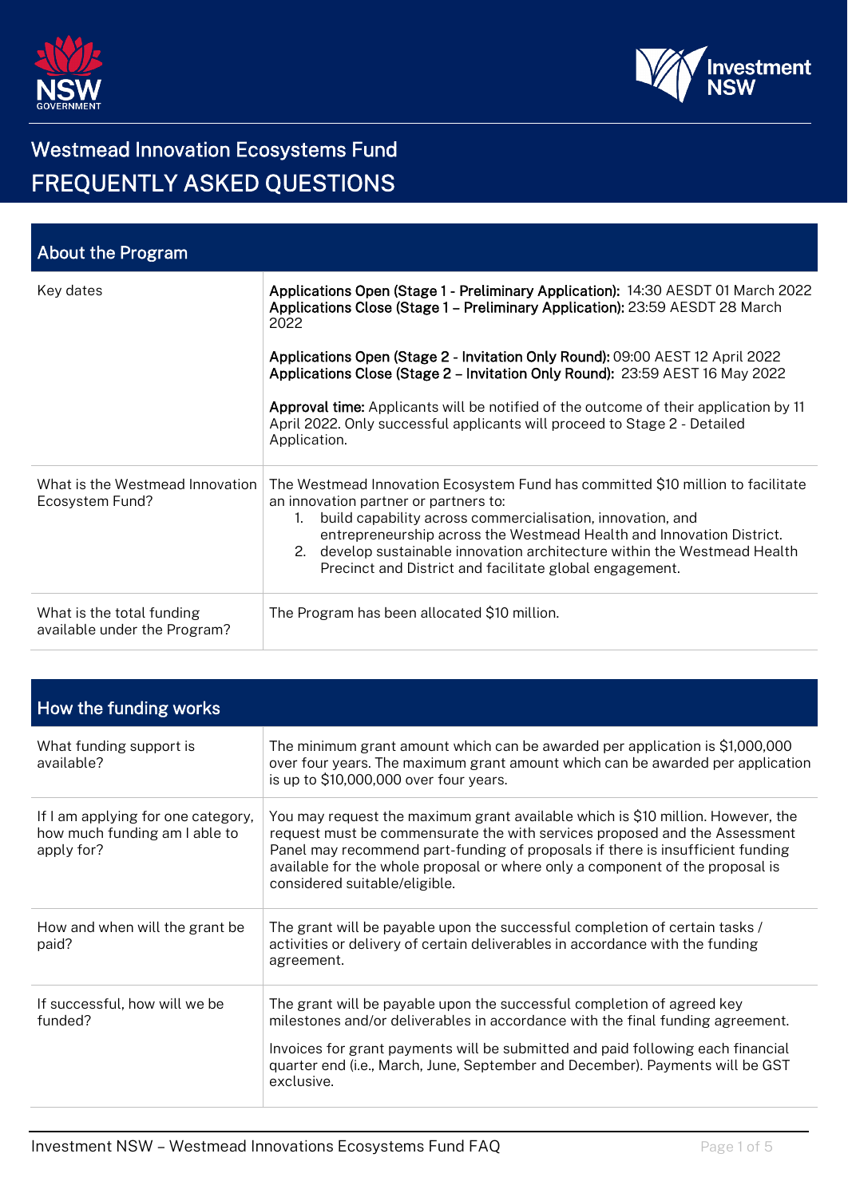# Westmead Innovation Ecosystems Fund

# FREQUENTLY ASKED QUESTIONS

## About the Program

| | |
|---|---|
| Key dates | **Applications Open (Stage 1 - Preliminary Application):** 14:30 AESDT 01 March 2022<br>**Applications Close (Stage 1 – Preliminary Application):** 23:59 AESDT 28 March 2022<br><br>**Applications Open (Stage 2 - Invitation Only Round):** 09:00 AEST 12 April 2022<br>**Applications Close (Stage 2 – Invitation Only Round):** 23:59 AEST 16 May 2022<br><br>**Approval time:** Applicants will be notified of the outcome of their application by 11 April 2022. Only successful applicants will proceed to Stage 2 - Detailed Application. |
| What is the Westmead Innovation Ecosystem Fund? | The Westmead Innovation Ecosystem Fund has committed $10 million to facilitate an innovation partner or partners to:<br>1. build capability across commercialisation, innovation, and entrepreneurship across the Westmead Health and Innovation District.<br>2. develop sustainable innovation architecture within the Westmead Health Precinct and District and facilitate global engagement. |
| What is the total funding available under the Program? | The Program has been allocated $10 million. |

## How the funding works

| | |
|---|---|
| What funding support is available? | The minimum grant amount which can be awarded per application is $1,000,000 over four years. The maximum grant amount which can be awarded per application is up to $10,000,000 over four years. |
| If I am applying for one category, how much funding am I able to apply for? | You may request the maximum grant available which is $10 million. However, the request must be commensurate the with services proposed and the Assessment Panel may recommend part-funding of proposals if there is insufficient funding available for the whole proposal or where only a component of the proposal is considered suitable/eligible. |
| How and when will the grant be paid? | The grant will be payable upon the successful completion of certain tasks / activities or delivery of certain deliverables in accordance with the funding agreement. |
| If successful, how will we be funded? | The grant will be payable upon the successful completion of agreed key milestones and/or deliverables in accordance with the final funding agreement.<br><br>Invoices for grant payments will be submitted and paid following each financial quarter end (i.e., March, June, September and December). Payments will be GST exclusive. |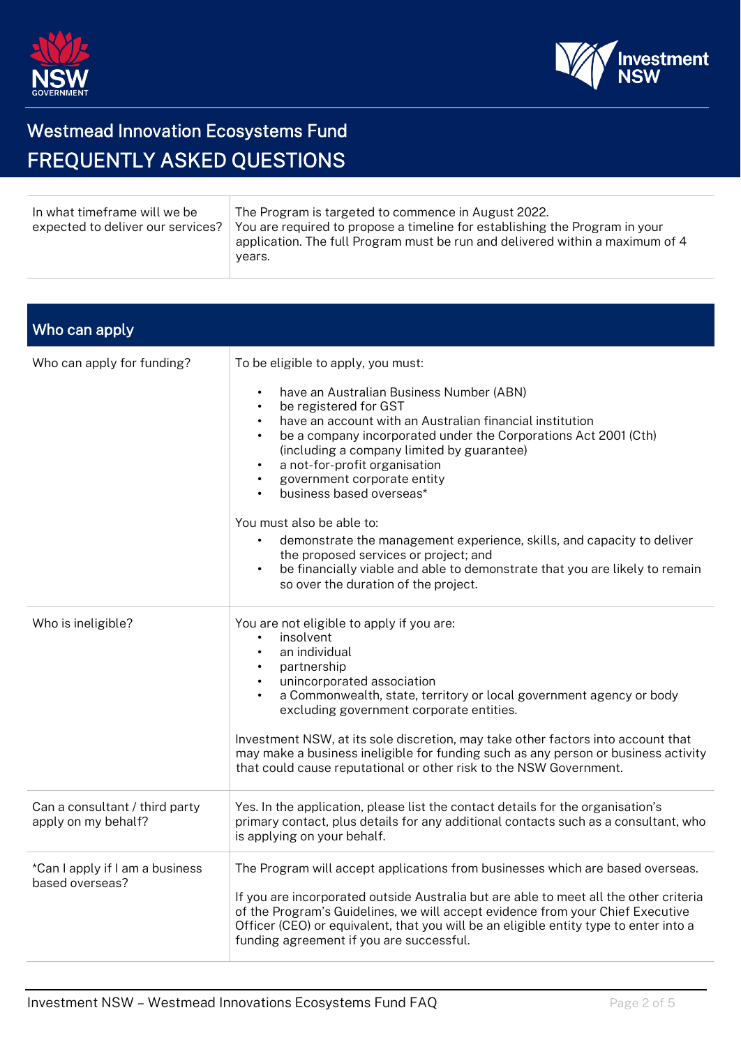# Westmead Innovation Ecosystems Fund

## FREQUENTLY ASKED QUESTIONS

| | |
|---|---|
| In what timeframe will we be expected to deliver our services? | The Program is targeted to commence in August 2022. You are required to propose a timeline for establishing the Program in your application. The full Program must be run and delivered within a maximum of 4 years. |

| Who can apply | |
|---|---|
| Who can apply for funding? | To be eligible to apply, you must:<br>• have an Australian Business Number (ABN)<br>• be registered for GST<br>• have an account with an Australian financial institution<br>• be a company incorporated under the Corporations Act 2001 (Cth) (including a company limited by guarantee)<br>• a not-for-profit organisation<br>• government corporate entity<br>• business based overseas*<br><br>You must also be able to:<br>• demonstrate the management experience, skills, and capacity to deliver the proposed services or project; and<br>• be financially viable and able to demonstrate that you are likely to remain so over the duration of the project. |
| Who is ineligible? | You are not eligible to apply if you are:<br>• insolvent<br>• an individual<br>• partnership<br>• unincorporated association<br>• a Commonwealth, state, territory or local government agency or body excluding government corporate entities.<br><br>Investment NSW, at its sole discretion, may take other factors into account that may make a business ineligible for funding such as any person or business activity that could cause reputational or other risk to the NSW Government. |
| Can a consultant / third party apply on my behalf? | Yes. In the application, please list the contact details for the organisation's primary contact, plus details for any additional contacts such as a consultant, who is applying on your behalf. |
| *Can I apply if I am a business based overseas? | The Program will accept applications from businesses which are based overseas.<br><br>If you are incorporated outside Australia but are able to meet all the other criteria of the Program's Guidelines, we will accept evidence from your Chief Executive Officer (CEO) or equivalent, that you will be an eligible entity type to enter into a funding agreement if you are successful. |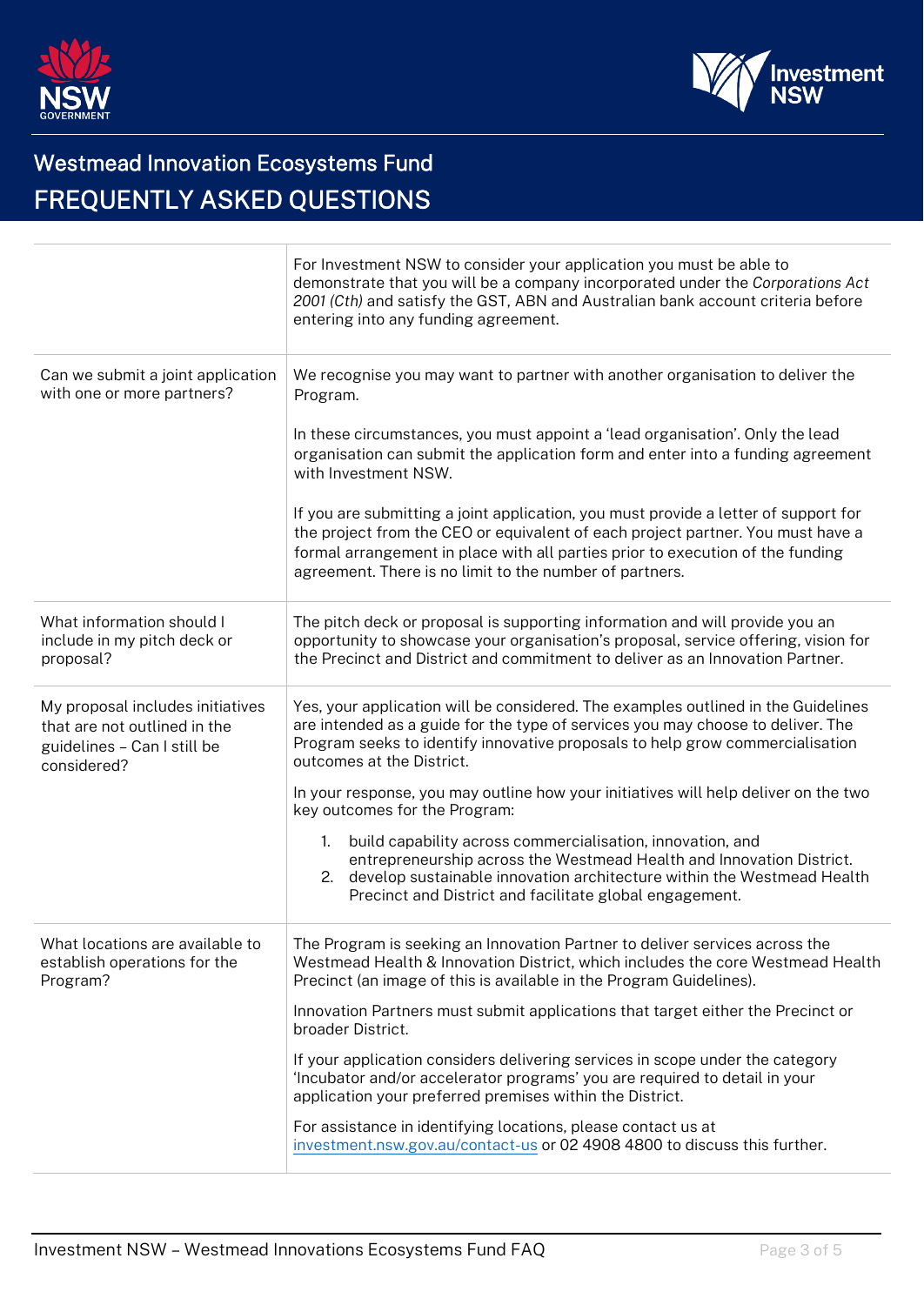# Westmead Innovation Ecosystems Fund

## FREQUENTLY ASKED QUESTIONS

| | |
|---|---|
| | For Investment NSW to consider your application you must be able to demonstrate that you will be a company incorporated under the *Corporations Act 2001 (Cth)* and satisfy the GST, ABN and Australian bank account criteria before entering into any funding agreement. |
| Can we submit a joint application with one or more partners? | We recognise you may want to partner with another organisation to deliver the Program.<br><br>In these circumstances, you must appoint a 'lead organisation'. Only the lead organisation can submit the application form and enter into a funding agreement with Investment NSW.<br><br>If you are submitting a joint application, you must provide a letter of support for the project from the CEO or equivalent of each project partner. You must have a formal arrangement in place with all parties prior to execution of the funding agreement. There is no limit to the number of partners. |
| What information should I include in my pitch deck or proposal? | The pitch deck or proposal is supporting information and will provide you an opportunity to showcase your organisation's proposal, service offering, vision for the Precinct and District and commitment to deliver as an Innovation Partner. |
| My proposal includes initiatives that are not outlined in the guidelines – Can I still be considered? | Yes, your application will be considered. The examples outlined in the Guidelines are intended as a guide for the type of services you may choose to deliver. The Program seeks to identify innovative proposals to help grow commercialisation outcomes at the District.<br><br>In your response, you may outline how your initiatives will help deliver on the two key outcomes for the Program:<br><br>1. build capability across commercialisation, innovation, and entrepreneurship across the Westmead Health and Innovation District.<br>2. develop sustainable innovation architecture within the Westmead Health Precinct and District and facilitate global engagement. |
| What locations are available to establish operations for the Program? | The Program is seeking an Innovation Partner to deliver services across the Westmead Health & Innovation District, which includes the core Westmead Health Precinct (an image of this is available in the Program Guidelines).<br><br>Innovation Partners must submit applications that target either the Precinct or broader District.<br><br>If your application considers delivering services in scope under the category 'Incubator and/or accelerator programs' you are required to detail in your application your preferred premises within the District.<br><br>For assistance in identifying locations, please contact us at investment.nsw.gov.au/contact-us or 02 4908 4800 to discuss this further. |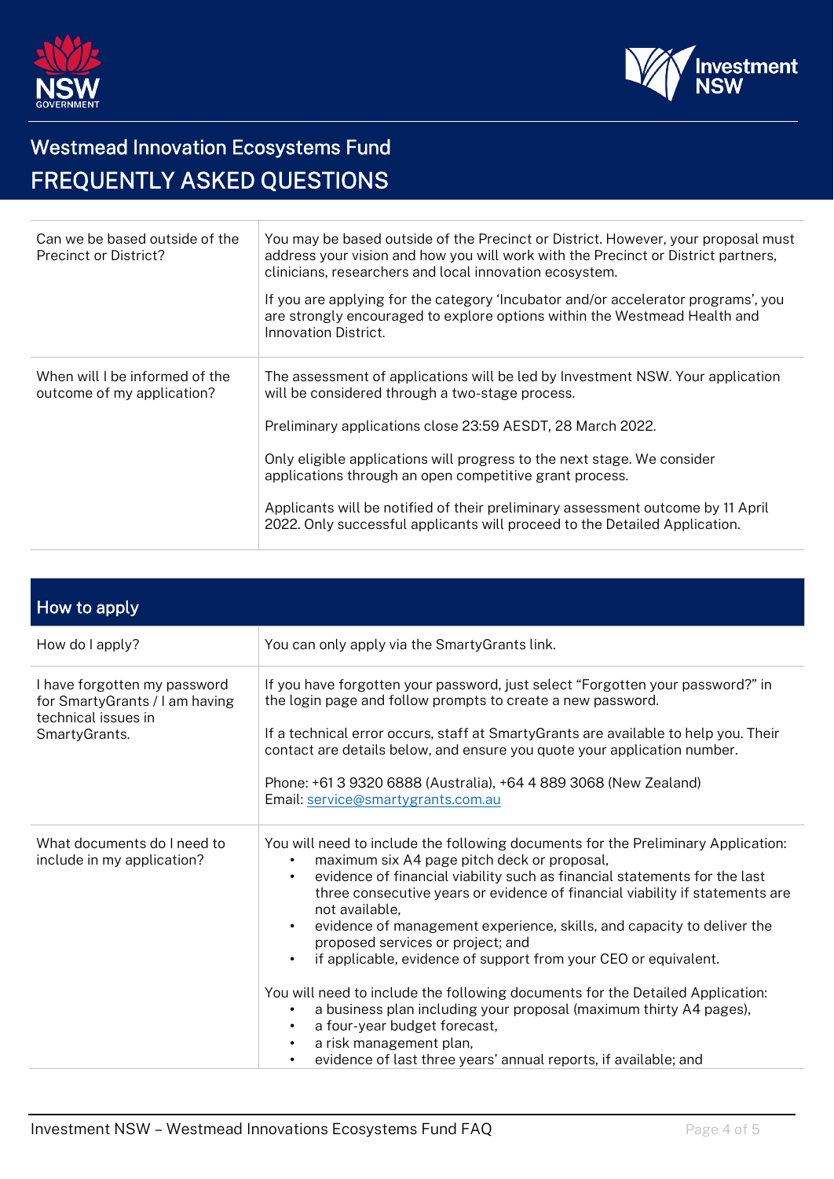# Westmead Innovation Ecosystems Fund

## FREQUENTLY ASKED QUESTIONS

| | |
|---|---|
| Can we be based outside of the Precinct or District? | You may be based outside of the Precinct or District. However, your proposal must address your vision and how you will work with the Precinct or District partners, clinicians, researchers and local innovation ecosystem.<br><br>If you are applying for the category 'Incubator and/or accelerator programs', you are strongly encouraged to explore options within the Westmead Health and Innovation District. |
| When will I be informed of the outcome of my application? | The assessment of applications will be led by Investment NSW. Your application will be considered through a two-stage process.<br><br>Preliminary applications close 23:59 AESDT, 28 March 2022.<br><br>Only eligible applications will progress to the next stage. We consider applications through an open competitive grant process.<br><br>Applicants will be notified of their preliminary assessment outcome by 11 April 2022. Only successful applicants will proceed to the Detailed Application. |

## How to apply

| | |
|---|---|
| How do I apply? | You can only apply via the SmartyGrants link. |
| I have forgotten my password for SmartyGrants / I am having technical issues in SmartyGrants. | If you have forgotten your password, just select "Forgotten your password?" in the login page and follow prompts to create a new password.<br><br>If a technical error occurs, staff at SmartyGrants are available to help you. Their contact are details below, and ensure you quote your application number.<br><br>Phone: +61 3 9320 6888 (Australia), +64 4 889 3068 (New Zealand)<br>Email: service@smartygrants.com.au |
| What documents do I need to include in my application? | You will need to include the following documents for the Preliminary Application:<br>• maximum six A4 page pitch deck or proposal,<br>• evidence of financial viability such as financial statements for the last three consecutive years or evidence of financial viability if statements are not available,<br>• evidence of management experience, skills, and capacity to deliver the proposed services or project; and<br>• if applicable, evidence of support from your CEO or equivalent.<br><br>You will need to include the following documents for the Detailed Application:<br>• a business plan including your proposal (maximum thirty A4 pages),<br>• a four-year budget forecast,<br>• a risk management plan,<br>• evidence of last three years' annual reports, if available; and |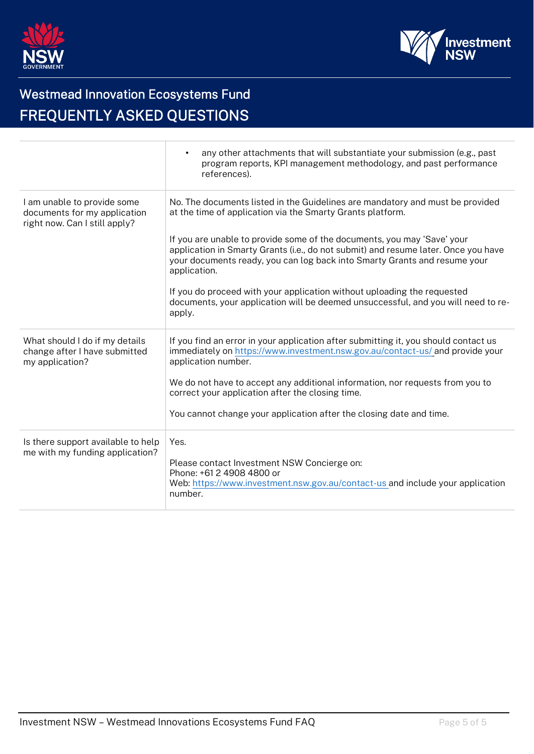| | |
|---|---|
| | • any other attachments that will substantiate your submission (e.g., past program reports, KPI management methodology, and past performance references). |
| I am unable to provide some documents for my application right now. Can I still apply? | No. The documents listed in the Guidelines are mandatory and must be provided at the time of application via the Smarty Grants platform.<br><br>If you are unable to provide some of the documents, you may 'Save' your application in Smarty Grants (i.e., do not submit) and resume later. Once you have your documents ready, you can log back into Smarty Grants and resume your application.<br><br>If you do proceed with your application without uploading the requested documents, your application will be deemed unsuccessful, and you will need to re-apply. |
| What should I do if my details change after I have submitted my application? | If you find an error in your application after submitting it, you should contact us immediately on https://www.investment.nsw.gov.au/contact-us/ and provide your application number.<br><br>We do not have to accept any additional information, nor requests from you to correct your application after the closing time.<br><br>You cannot change your application after the closing date and time. |
| Is there support available to help me with my funding application? | Yes.<br><br>Please contact Investment NSW Concierge on:<br>Phone: +61 2 4908 4800 or<br>Web: https://www.investment.nsw.gov.au/contact-us and include your application number. |